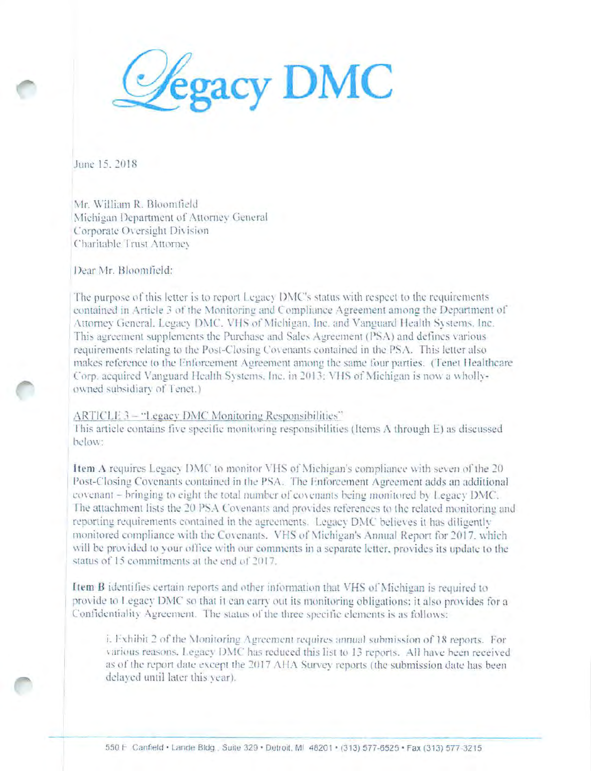# Legacy DMC

June 15, 2018

Mr. William R. Bloomfield
Michigan Department of Attorney General
Corporate Oversight Division
Charitable Trust Attorney

Dear Mr. Bloomfield:

The purpose of this letter is to report Legacy DMC's status with respect to the requirements contained in Article 3 of the Monitoring and Compliance Agreement among the Department of Attorney General, Legacy DMC, VHS of Michigan, Inc. and Vanguard Health Systems, Inc. This agreement supplements the Purchase and Sales Agreement (PSA) and defines various requirements relating to the Post-Closing Covenants contained in the PSA. This letter also makes reference to the Enforcement Agreement among the same four parties. (Tenet Healthcare Corp. acquired Vanguard Health Systems, Inc. in 2013; VHS of Michigan is now a wholly-owned subsidiary of Tenet.)

ARTICLE 3 – "Legacy DMC Monitoring Responsibilities"
This article contains five specific monitoring responsibilities (Items A through E) as discussed below:

**Item A** requires Legacy DMC to monitor VHS of Michigan's compliance with seven of the 20 Post-Closing Covenants contained in the PSA. The Enforcement Agreement adds an additional covenant – bringing to eight the total number of covenants being monitored by Legacy DMC. The attachment lists the 20 PSA Covenants and provides references to the related monitoring and reporting requirements contained in the agreements. Legacy DMC believes it has diligently monitored compliance with the Covenants. VHS of Michigan's Annual Report for 2017, which will be provided to your office with our comments in a separate letter, provides its update to the status of 15 commitments at the end of 2017.

**Item B** identifies certain reports and other information that VHS of Michigan is required to provide to Legacy DMC so that it can carry out its monitoring obligations; it also provides for a Confidentiality Agreement. The status of the three specific elements is as follows:

i. Exhibit 2 of the Monitoring Agreement requires annual submission of 18 reports. For various reasons, Legacy DMC has reduced this list to 13 reports. All have been received as of the report date except the 2017 AHA Survey reports (the submission date has been delayed until later this year).

550 E. Canfield • Lande Bldg., Suite 329 • Detroit, MI 48201 • (313) 577-6525 • Fax (313) 577-3215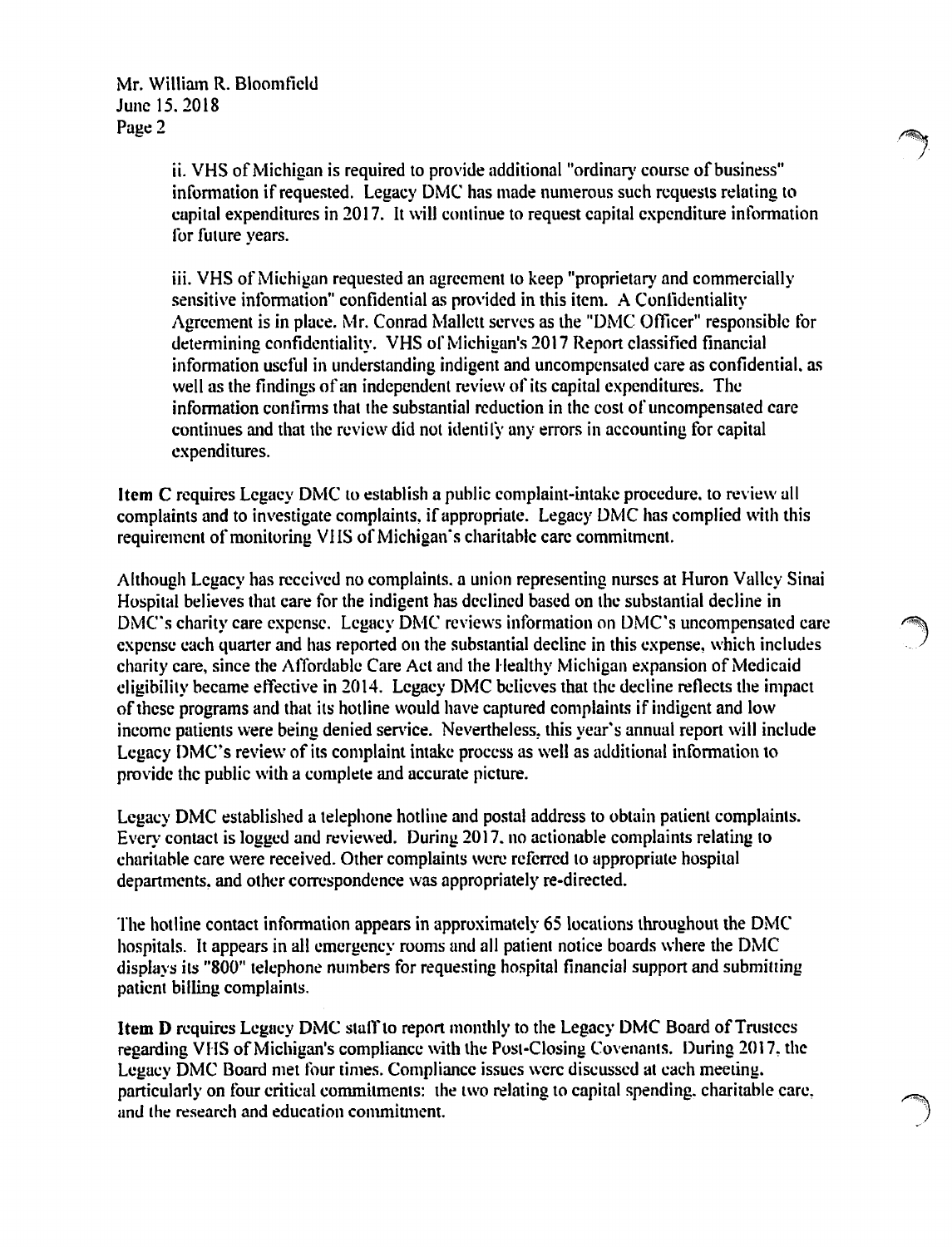ii. VHS of Michigan is required to provide additional "ordinary course of business" information if requested. Legacy DMC has made numerous such requests relating to capital expenditures in 2017. It will continue to request capital expenditure information for future years.

iii. VHS of Michigan requested an agreement to keep "proprietary and commercially sensitive information" confidential as provided in this item. A Confidentiality Agreement is in place. Mr. Conrad Mallett serves as the "DMC Officer" responsible for determining confidentiality. VHS of Michigan's 2017 Report classified financial information useful in understanding indigent and uncompensated care as confidential, as well as the findings of an independent review of its capital expenditures. The information confirms that the substantial reduction in the cost of uncompensated care continues and that the review did not identify any errors in accounting for capital expenditures.

**Item C** requires Legacy DMC to establish a public complaint-intake procedure, to review all complaints and to investigate complaints, if appropriate. Legacy DMC has complied with this requirement of monitoring VHS of Michigan's charitable care commitment.

Although Legacy has received no complaints, a union representing nurses at Huron Valley Sinai Hospital believes that care for the indigent has declined based on the substantial decline in DMC's charity care expense. Legacy DMC reviews information on DMC's uncompensated care expense each quarter and has reported on the substantial decline in this expense, which includes charity care, since the Affordable Care Act and the Healthy Michigan expansion of Medicaid eligibility became effective in 2014. Legacy DMC believes that the decline reflects the impact of these programs and that its hotline would have captured complaints if indigent and low income patients were being denied service. Nevertheless, this year's annual report will include Legacy DMC's review of its complaint intake process as well as additional information to provide the public with a complete and accurate picture.

Legacy DMC established a telephone hotline and postal address to obtain patient complaints. Every contact is logged and reviewed. During 2017, no actionable complaints relating to charitable care were received. Other complaints were referred to appropriate hospital departments, and other correspondence was appropriately re-directed.

The hotline contact information appears in approximately 65 locations throughout the DMC hospitals. It appears in all emergency rooms and all patient notice boards where the DMC displays its "800" telephone numbers for requesting hospital financial support and submitting patient billing complaints.

**Item D** requires Legacy DMC staff to report monthly to the Legacy DMC Board of Trustees regarding VHS of Michigan's compliance with the Post-Closing Covenants. During 2017, the Legacy DMC Board met four times. Compliance issues were discussed at each meeting, particularly on four critical commitments: the two relating to capital spending, charitable care, and the research and education commitment.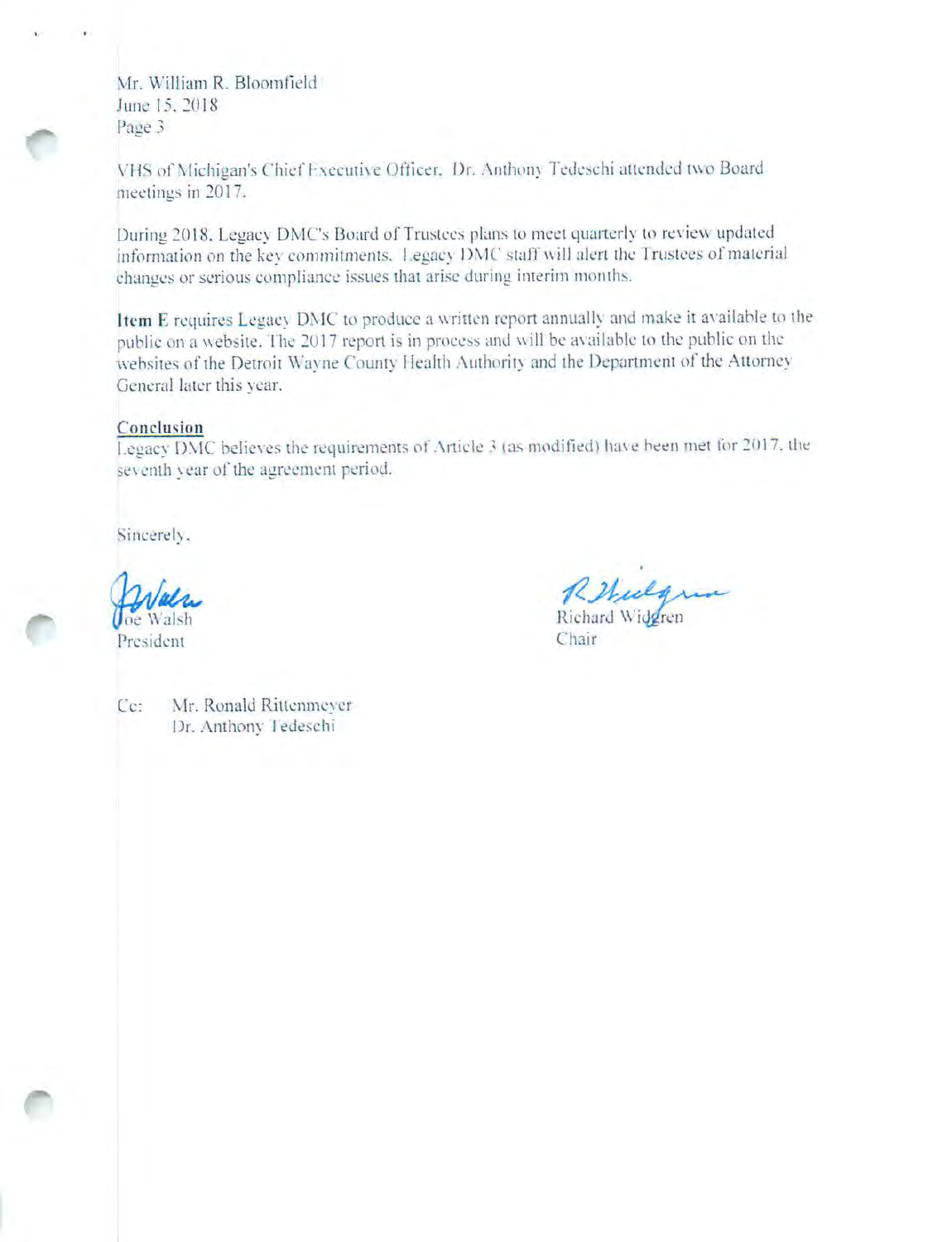Mr. William R. Bloomfield
June 15, 2018
Page 3

VHS of Michigan's Chief Executive Officer, Dr. Anthony Tedeschi attended two Board meetings in 2017.

During 2018, Legacy DMC's Board of Trustees plans to meet quarterly to review updated information on the key commitments. Legacy DMC staff will alert the Trustees of material changes or serious compliance issues that arise during interim months.

**Item E** requires Legacy DMC to produce a written report annually and make it available to the public on a website. The 2017 report is in process and will be available to the public on the websites of the Detroit Wayne County Health Authority and the Department of the Attorney General later this year.

**Conclusion**

Legacy DMC believes the requirements of Article 3 (as modified) have been met for 2017, the seventh year of the agreement period.

Sincerely,

Joe Walsh
President

Richard Widgren
Chair

Cc: Mr. Ronald Rittenmeyer
Dr. Anthony Tedeschi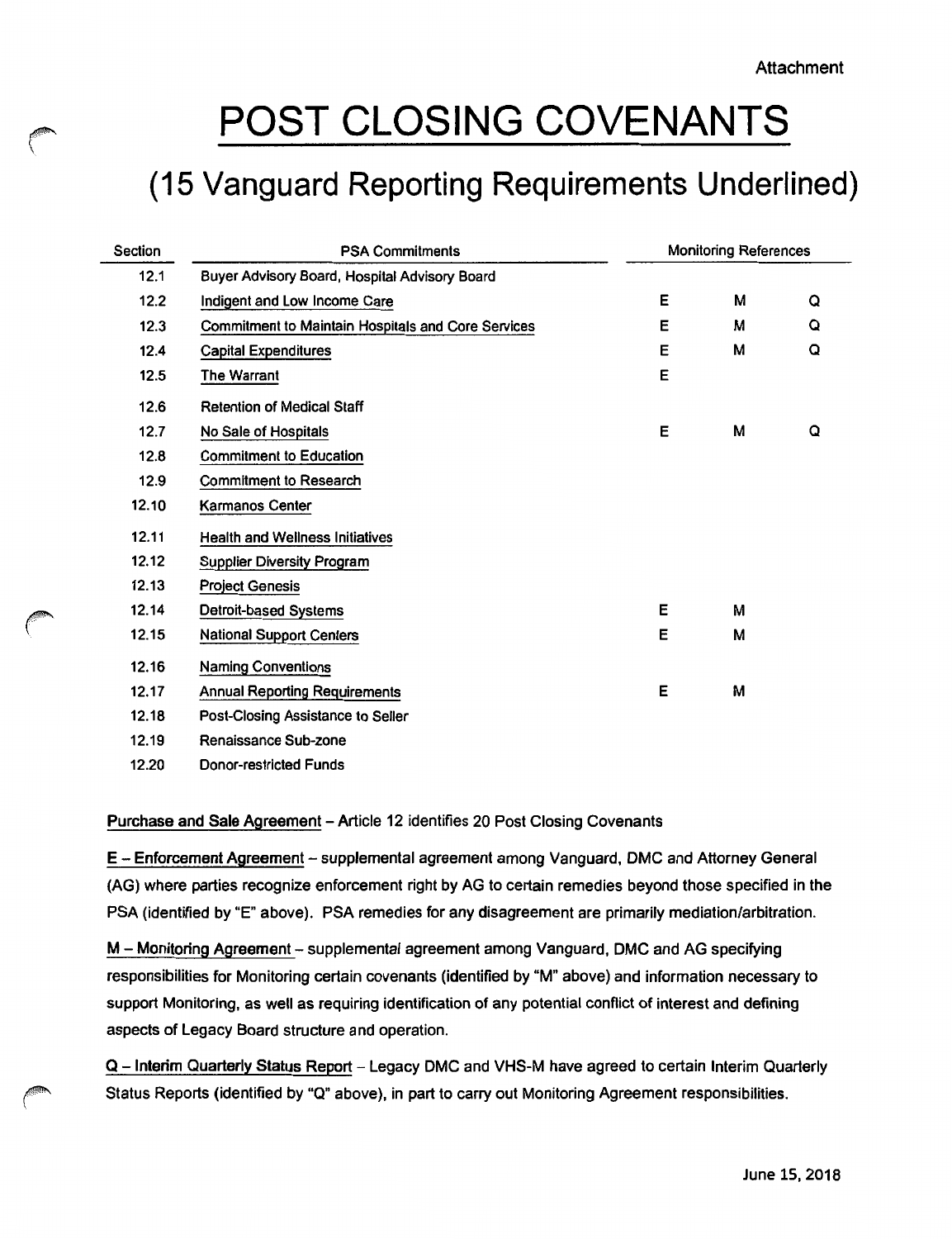Attachment

# POST CLOSING COVENANTS

## (15 Vanguard Reporting Requirements Underlined)

| Section | PSA Commitments | Monitoring References | | |
|---|---|---|---|---|
| 12.1 | Buyer Advisory Board, Hospital Advisory Board | | | |
| 12.2 | Indigent and Low Income Care | E | M | Q |
| 12.3 | Commitment to Maintain Hospitals and Core Services | E | M | Q |
| 12.4 | Capital Expenditures | E | M | Q |
| 12.5 | The Warrant | E | | |
| 12.6 | Retention of Medical Staff | | | |
| 12.7 | No Sale of Hospitals | E | M | Q |
| 12.8 | Commitment to Education | | | |
| 12.9 | Commitment to Research | | | |
| 12.10 | Karmanos Center | | | |
| 12.11 | Health and Wellness Initiatives | | | |
| 12.12 | Supplier Diversity Program | | | |
| 12.13 | Project Genesis | | | |
| 12.14 | Detroit-based Systems | E | M | |
| 12.15 | National Support Centers | E | M | |
| 12.16 | Naming Conventions | | | |
| 12.17 | Annual Reporting Requirements | E | M | |
| 12.18 | Post-Closing Assistance to Seller | | | |
| 12.19 | Renaissance Sub-zone | | | |
| 12.20 | Donor-restricted Funds | | | |

**Purchase and Sale Agreement** – Article 12 identifies 20 Post Closing Covenants

**E – Enforcement Agreement** – supplemental agreement among Vanguard, DMC and Attorney General (AG) where parties recognize enforcement right by AG to certain remedies beyond those specified in the PSA (identified by "E" above). PSA remedies for any disagreement are primarily mediation/arbitration.

**M – Monitoring Agreement** – supplemental agreement among Vanguard, DMC and AG specifying responsibilities for Monitoring certain covenants (identified by "M" above) and information necessary to support Monitoring, as well as requiring identification of any potential conflict of interest and defining aspects of Legacy Board structure and operation.

**Q – Interim Quarterly Status Report** – Legacy DMC and VHS-M have agreed to certain Interim Quarterly Status Reports (identified by "Q" above), in part to carry out Monitoring Agreement responsibilities.

June 15, 2018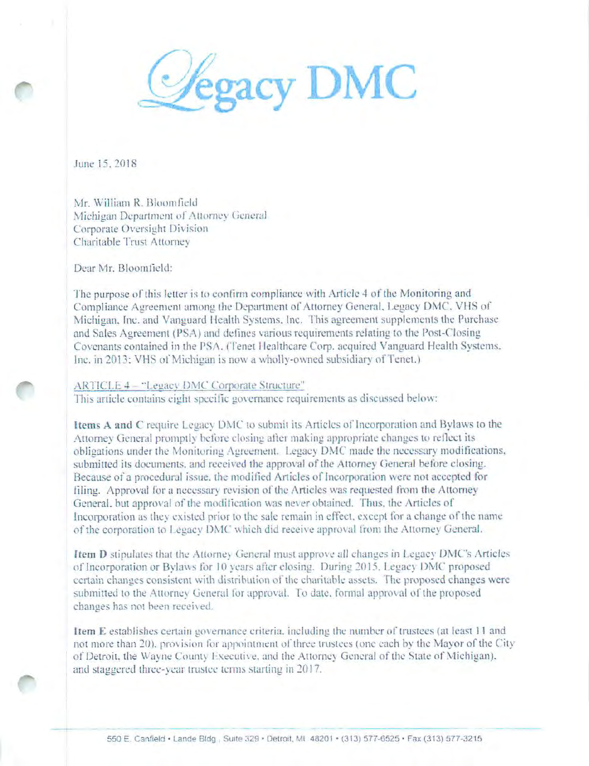# Legacy DMC

June 15, 2018

Mr. William R. Bloomfield
Michigan Department of Attorney General
Corporate Oversight Division
Charitable Trust Attorney

Dear Mr. Bloomfield:

The purpose of this letter is to confirm compliance with Article 4 of the Monitoring and Compliance Agreement among the Department of Attorney General, Legacy DMC, VHS of Michigan, Inc. and Vanguard Health Systems, Inc. This agreement supplements the Purchase and Sales Agreement (PSA) and defines various requirements relating to the Post-Closing Covenants contained in the PSA. (Tenet Healthcare Corp. acquired Vanguard Health Systems, Inc. in 2013; VHS of Michigan is now a wholly-owned subsidiary of Tenet.)

ARTICLE 4 – "Legacy DMC Corporate Structure"
This article contains eight specific governance requirements as discussed below:

**Items A and C** require Legacy DMC to submit its Articles of Incorporation and Bylaws to the Attorney General promptly before closing after making appropriate changes to reflect its obligations under the Monitoring Agreement. Legacy DMC made the necessary modifications, submitted its documents, and received the approval of the Attorney General before closing. Because of a procedural issue, the modified Articles of Incorporation were not accepted for filing. Approval for a necessary revision of the Articles was requested from the Attorney General, but approval of the modification was never obtained. Thus, the Articles of Incorporation as they existed prior to the sale remain in effect, except for a change of the name of the corporation to Legacy DMC which did receive approval from the Attorney General.

**Item D** stipulates that the Attorney General must approve all changes in Legacy DMC's Articles of Incorporation or Bylaws for 10 years after closing. During 2015, Legacy DMC proposed certain changes consistent with distribution of the charitable assets. The proposed changes were submitted to the Attorney General for approval. To date, formal approval of the proposed changes has not been received.

**Item E** establishes certain governance criteria, including the number of trustees (at least 11 and not more than 20), provision for appointment of three trustees (one each by the Mayor of the City of Detroit, the Wayne County Executive, and the Attorney General of the State of Michigan), and staggered three-year trustee terms starting in 2017.

550 E. Canfield • Lande Bldg., Suite 329 • Detroit, MI 48201 • (313) 577-6525 • Fax (313) 577-3215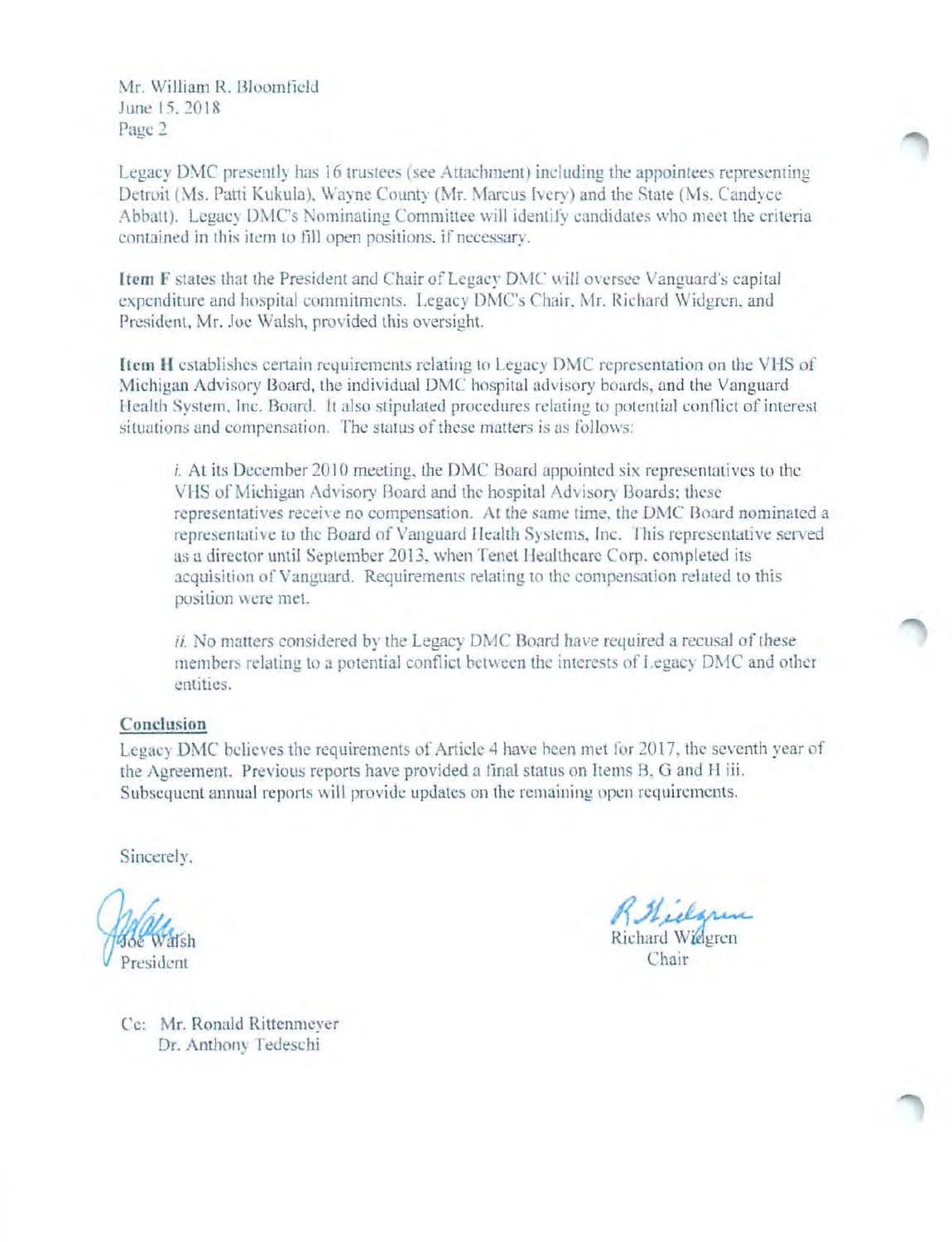Mr. William R. Bloomfield
June 15, 2018
Page 2

Legacy DMC presently has 16 trustees (see Attachment) including the appointees representing Detroit (Ms. Patti Kukula), Wayne County (Mr. Marcus Ivery) and the State (Ms. Candyce Abbatt). Legacy DMC's Nominating Committee will identify candidates who meet the criteria contained in this item to fill open positions, if necessary.

**Item F** states that the President and Chair of Legacy DMC will oversee Vanguard's capital expenditure and hospital commitments. Legacy DMC's Chair, Mr. Richard Widgren, and President, Mr. Joe Walsh, provided this oversight.

**Item H** establishes certain requirements relating to Legacy DMC representation on the VHS of Michigan Advisory Board, the individual DMC hospital advisory boards, and the Vanguard Health System, Inc. Board. It also stipulated procedures relating to potential conflict of interest situations and compensation. The status of these matters is as follows:

> *i.* At its December 2010 meeting, the DMC Board appointed six representatives to the VHS of Michigan Advisory Board and the hospital Advisory Boards; these representatives receive no compensation. At the same time, the DMC Board nominated a representative to the Board of Vanguard Health Systems, Inc. This representative served as a director until September 2013, when Tenet Healthcare Corp. completed its acquisition of Vanguard. Requirements relating to the compensation related to this position were met.
>
> *ii.* No matters considered by the Legacy DMC Board have required a recusal of these members relating to a potential conflict between the interests of Legacy DMC and other entities.

**Conclusion**

Legacy DMC believes the requirements of Article 4 have been met for 2017, the seventh year of the Agreement. Previous reports have provided a final status on Items B, G and H iii. Subsequent annual reports will provide updates on the remaining open requirements.

Sincerely,

Joe Walsh
President

Richard Widgren
Chair

Cc: Mr. Ronald Rittenmeyer
Dr. Anthony Tedeschi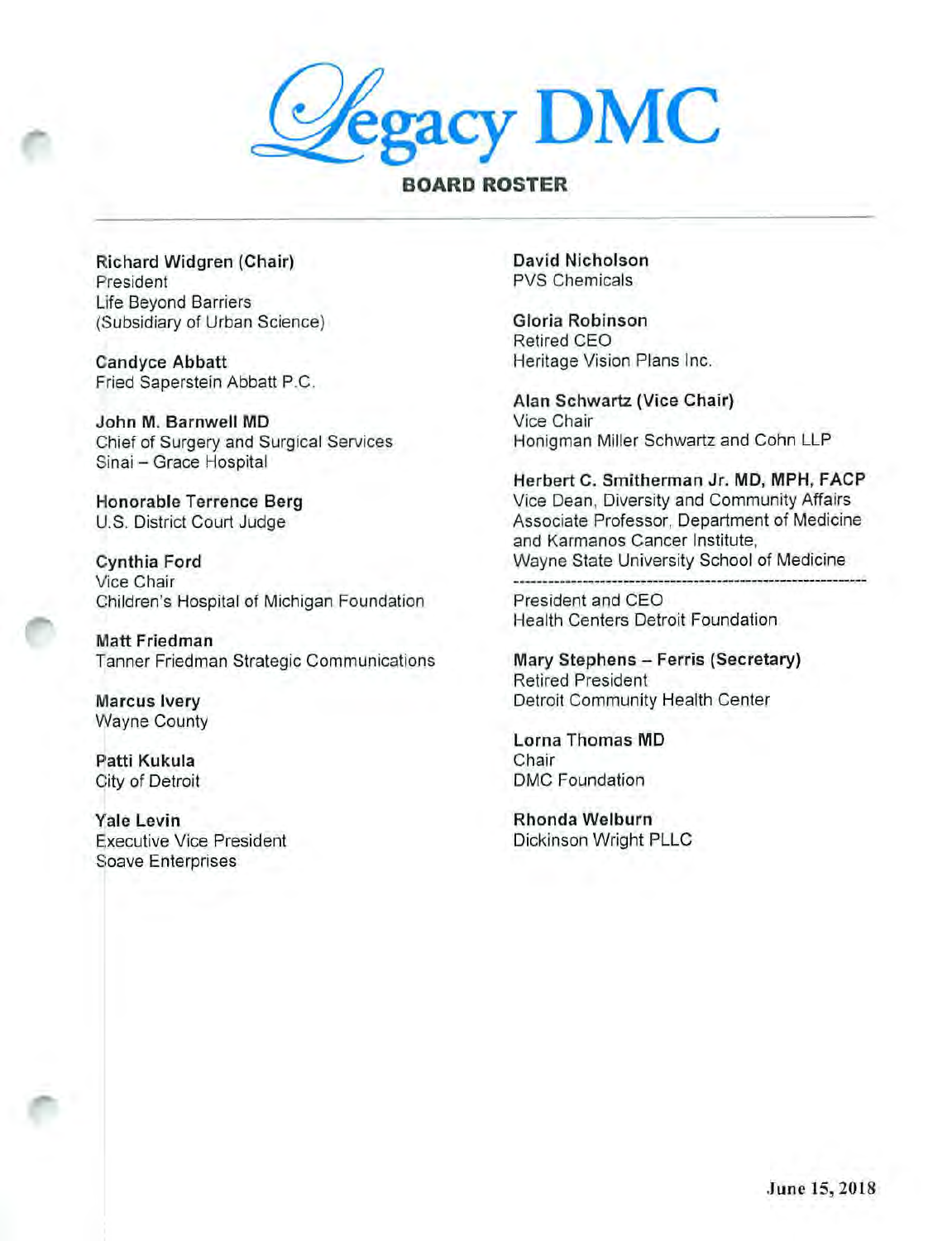# Legacy DMC

## BOARD ROSTER

**Richard Widgren (Chair)**
President
Life Beyond Barriers
(Subsidiary of Urban Science)

**Candyce Abbatt**
Fried Saperstein Abbatt P.C.

**John M. Barnwell MD**
Chief of Surgery and Surgical Services
Sinai – Grace Hospital

**Honorable Terrence Berg**
U.S. District Court Judge

**Cynthia Ford**
Vice Chair
Children's Hospital of Michigan Foundation

**Matt Friedman**
Tanner Friedman Strategic Communications

**Marcus Ivery**
Wayne County

**Patti Kukula**
City of Detroit

**Yale Levin**
Executive Vice President
Soave Enterprises

**David Nicholson**
PVS Chemicals

**Gloria Robinson**
Retired CEO
Heritage Vision Plans Inc.

**Alan Schwartz (Vice Chair)**
Vice Chair
Honigman Miller Schwartz and Cohn LLP

**Herbert C. Smitherman Jr. MD, MPH, FACP**
Vice Dean, Diversity and Community Affairs
Associate Professor, Department of Medicine and Karmanos Cancer Institute,
Wayne State University School of Medicine

---

President and CEO
Health Centers Detroit Foundation

**Mary Stephens – Ferris (Secretary)**
Retired President
Detroit Community Health Center

**Lorna Thomas MD**
Chair
DMC Foundation

**Rhonda Welburn**
Dickinson Wright PLLC

June 15, 2018